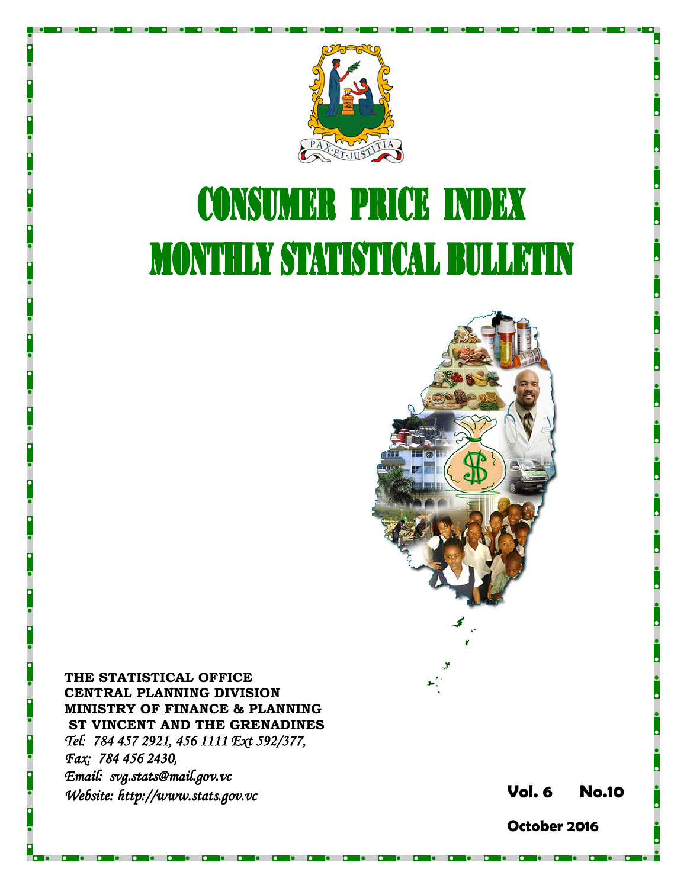# CONSUMER PRICE INDEX

# MONTHLY STATISTICAL BULLETIN

**THE STATISTICAL OFFICE**
**CENTRAL PLANNING DIVISION**
**MINISTRY OF FINANCE & PLANNING**
**ST VINCENT AND THE GRENADINES**

*Tel: 784 457 2921, 456 1111 Ext 592/377,*
*Fax: 784 456 2430,*
*Email: svg.stats@mail.gov.vc*
*Website: http://www.stats.gov.vc*

**Vol. 6 No.10**

**October 2016**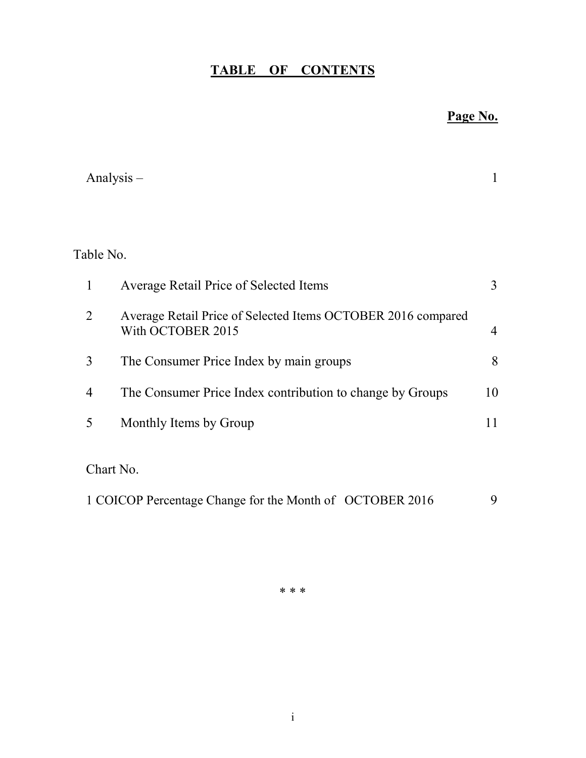# TABLE OF CONTENTS

| | | Page No. |
|---|---|---|
| Analysis – | | 1 |
| **Table No.** | | |
| 1 | Average Retail Price of Selected Items | 3 |
| 2 | Average Retail Price of Selected Items OCTOBER 2016 compared With OCTOBER 2015 | 4 |
| 3 | The Consumer Price Index by main groups | 8 |
| 4 | The Consumer Price Index contribution to change by Groups | 10 |
| 5 | Monthly Items by Group | 11 |
| **Chart No.** | | |
| 1 | COICOP Percentage Change for the Month of OCTOBER 2016 | 9 |

* * *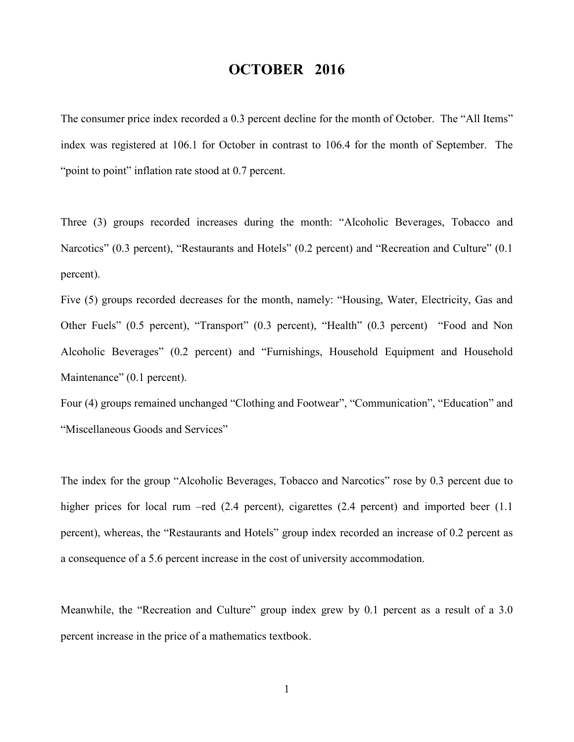# OCTOBER 2016

The consumer price index recorded a 0.3 percent decline for the month of October. The "All Items" index was registered at 106.1 for October in contrast to 106.4 for the month of September. The "point to point" inflation rate stood at 0.7 percent.

Three (3) groups recorded increases during the month: "Alcoholic Beverages, Tobacco and Narcotics" (0.3 percent), "Restaurants and Hotels" (0.2 percent) and "Recreation and Culture" (0.1 percent).

Five (5) groups recorded decreases for the month, namely: "Housing, Water, Electricity, Gas and Other Fuels" (0.5 percent), "Transport" (0.3 percent), "Health" (0.3 percent) "Food and Non Alcoholic Beverages" (0.2 percent) and "Furnishings, Household Equipment and Household Maintenance" (0.1 percent).

Four (4) groups remained unchanged "Clothing and Footwear", "Communication", "Education" and "Miscellaneous Goods and Services"

The index for the group "Alcoholic Beverages, Tobacco and Narcotics" rose by 0.3 percent due to higher prices for local rum –red (2.4 percent), cigarettes (2.4 percent) and imported beer (1.1 percent), whereas, the "Restaurants and Hotels" group index recorded an increase of 0.2 percent as a consequence of a 5.6 percent increase in the cost of university accommodation.

Meanwhile, the "Recreation and Culture" group index grew by 0.1 percent as a result of a 3.0 percent increase in the price of a mathematics textbook.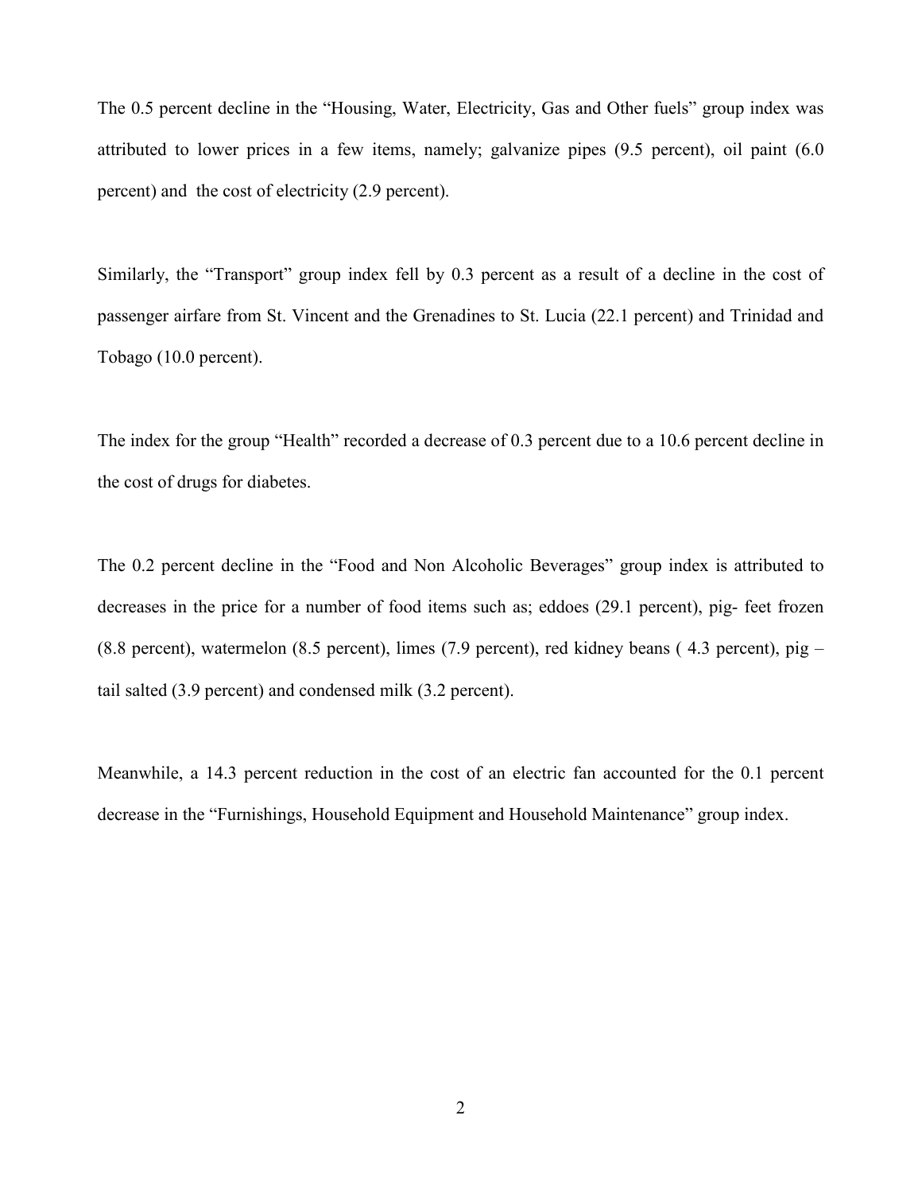The 0.5 percent decline in the "Housing, Water, Electricity, Gas and Other fuels" group index was attributed to lower prices in a few items, namely; galvanize pipes (9.5 percent), oil paint (6.0 percent) and the cost of electricity (2.9 percent).

Similarly, the "Transport" group index fell by 0.3 percent as a result of a decline in the cost of passenger airfare from St. Vincent and the Grenadines to St. Lucia (22.1 percent) and Trinidad and Tobago (10.0 percent).

The index for the group "Health" recorded a decrease of 0.3 percent due to a 10.6 percent decline in the cost of drugs for diabetes.

The 0.2 percent decline in the "Food and Non Alcoholic Beverages" group index is attributed to decreases in the price for a number of food items such as; eddoes (29.1 percent), pig- feet frozen (8.8 percent), watermelon (8.5 percent), limes (7.9 percent), red kidney beans ( 4.3 percent), pig – tail salted (3.9 percent) and condensed milk (3.2 percent).

Meanwhile, a 14.3 percent reduction in the cost of an electric fan accounted for the 0.1 percent decrease in the "Furnishings, Household Equipment and Household Maintenance" group index.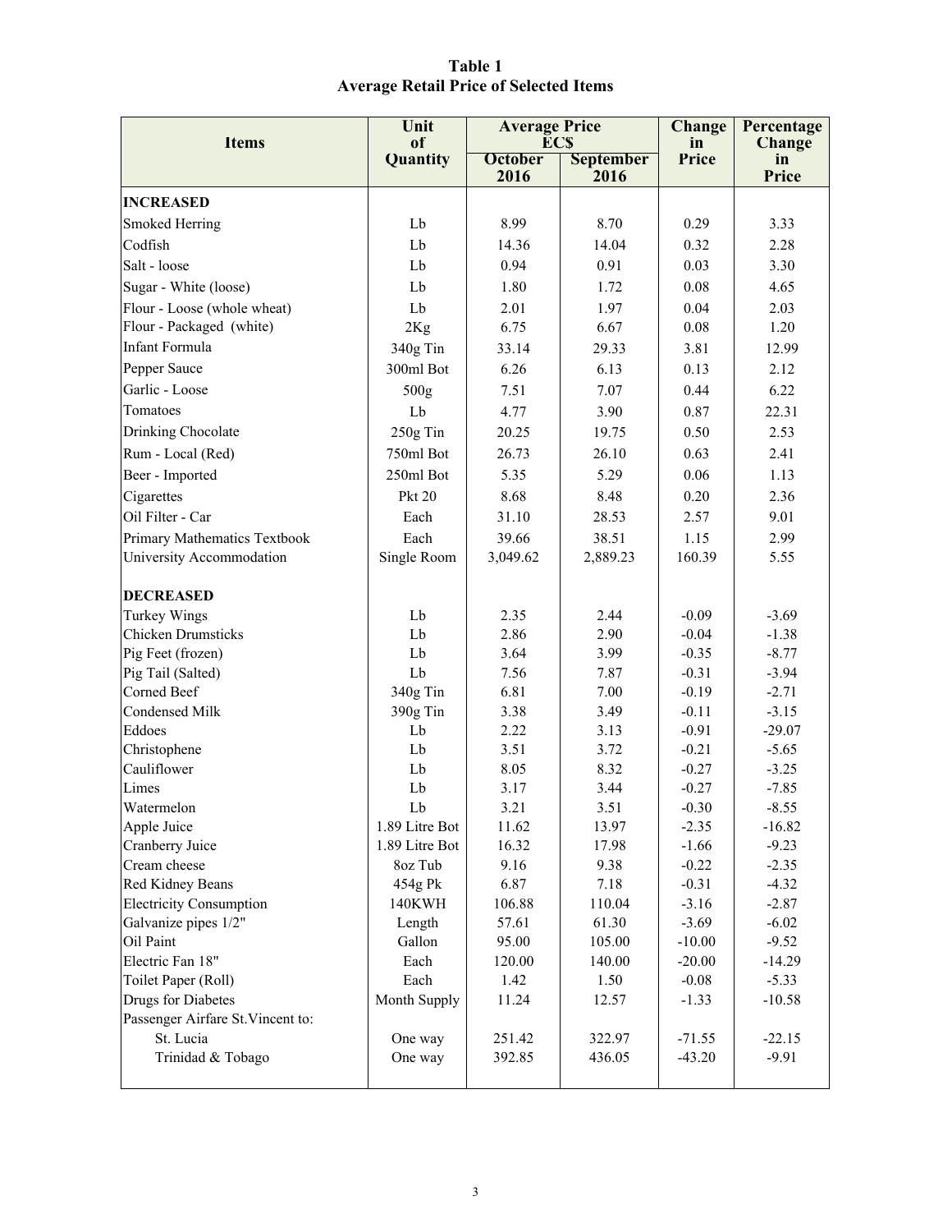**Table 1**
**Average Retail Price of Selected Items**

| Items | Unit of Quantity | Average Price EC$ | | Change in Price | Percentage Change in Price |
|---|---|---|---|---|---|
| | | October 2016 | September 2016 | | |
| **INCREASED** | | | | | |
| Smoked Herring | Lb | 8.99 | 8.70 | 0.29 | 3.33 |
| Codfish | Lb | 14.36 | 14.04 | 0.32 | 2.28 |
| Salt - loose | Lb | 0.94 | 0.91 | 0.03 | 3.30 |
| Sugar - White (loose) | Lb | 1.80 | 1.72 | 0.08 | 4.65 |
| Flour - Loose (whole wheat) | Lb | 2.01 | 1.97 | 0.04 | 2.03 |
| Flour - Packaged (white) | 2Kg | 6.75 | 6.67 | 0.08 | 1.20 |
| Infant Formula | 340g Tin | 33.14 | 29.33 | 3.81 | 12.99 |
| Pepper Sauce | 300ml Bot | 6.26 | 6.13 | 0.13 | 2.12 |
| Garlic - Loose | 500g | 7.51 | 7.07 | 0.44 | 6.22 |
| Tomatoes | Lb | 4.77 | 3.90 | 0.87 | 22.31 |
| Drinking Chocolate | 250g Tin | 20.25 | 19.75 | 0.50 | 2.53 |
| Rum - Local (Red) | 750ml Bot | 26.73 | 26.10 | 0.63 | 2.41 |
| Beer - Imported | 250ml Bot | 5.35 | 5.29 | 0.06 | 1.13 |
| Cigarettes | Pkt 20 | 8.68 | 8.48 | 0.20 | 2.36 |
| Oil Filter - Car | Each | 31.10 | 28.53 | 2.57 | 9.01 |
| Primary Mathematics Textbook | Each | 39.66 | 38.51 | 1.15 | 2.99 |
| University Accommodation | Single Room | 3,049.62 | 2,889.23 | 160.39 | 5.55 |
| **DECREASED** | | | | | |
| Turkey Wings | Lb | 2.35 | 2.44 | -0.09 | -3.69 |
| Chicken Drumsticks | Lb | 2.86 | 2.90 | -0.04 | -1.38 |
| Pig Feet (frozen) | Lb | 3.64 | 3.99 | -0.35 | -8.77 |
| Pig Tail (Salted) | Lb | 7.56 | 7.87 | -0.31 | -3.94 |
| Corned Beef | 340g Tin | 6.81 | 7.00 | -0.19 | -2.71 |
| Condensed Milk | 390g Tin | 3.38 | 3.49 | -0.11 | -3.15 |
| Eddoes | Lb | 2.22 | 3.13 | -0.91 | -29.07 |
| Christophene | Lb | 3.51 | 3.72 | -0.21 | -5.65 |
| Cauliflower | Lb | 8.05 | 8.32 | -0.27 | -3.25 |
| Limes | Lb | 3.17 | 3.44 | -0.27 | -7.85 |
| Watermelon | Lb | 3.21 | 3.51 | -0.30 | -8.55 |
| Apple Juice | 1.89 Litre Bot | 11.62 | 13.97 | -2.35 | -16.82 |
| Cranberry Juice | 1.89 Litre Bot | 16.32 | 17.98 | -1.66 | -9.23 |
| Cream cheese | 8oz Tub | 9.16 | 9.38 | -0.22 | -2.35 |
| Red Kidney Beans | 454g Pk | 6.87 | 7.18 | -0.31 | -4.32 |
| Electricity Consumption | 140KWH | 106.88 | 110.04 | -3.16 | -2.87 |
| Galvanize pipes 1/2" | Length | 57.61 | 61.30 | -3.69 | -6.02 |
| Oil Paint | Gallon | 95.00 | 105.00 | -10.00 | -9.52 |
| Electric Fan 18" | Each | 120.00 | 140.00 | -20.00 | -14.29 |
| Toilet Paper (Roll) | Each | 1.42 | 1.50 | -0.08 | -5.33 |
| Drugs for Diabetes | Month Supply | 11.24 | 12.57 | -1.33 | -10.58 |
| Passenger Airfare St.Vincent to: | | | | | |
| St. Lucia | One way | 251.42 | 322.97 | -71.55 | -22.15 |
| Trinidad & Tobago | One way | 392.85 | 436.05 | -43.20 | -9.91 |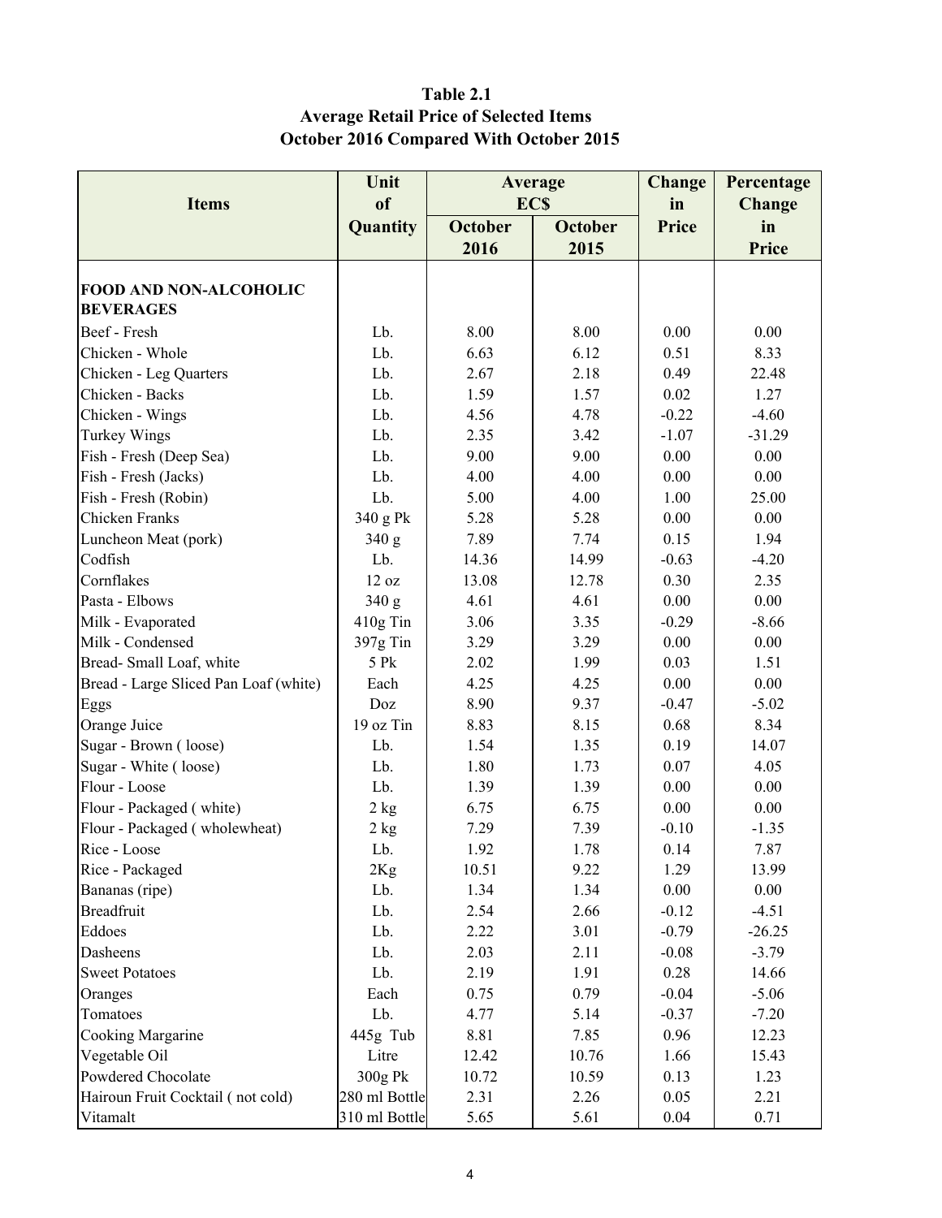**Table 2.1**
**Average Retail Price of Selected Items**
**October 2016 Compared With October 2015**

| Items | Unit of Quantity | Average EC$ | | Change in Price | Percentage Change in Price |
|---|---|---|---|---|---|
| | | October 2016 | October 2015 | | |
| **FOOD AND NON-ALCOHOLIC BEVERAGES** | | | | | |
| Beef - Fresh | Lb. | 8.00 | 8.00 | 0.00 | 0.00 |
| Chicken - Whole | Lb. | 6.63 | 6.12 | 0.51 | 8.33 |
| Chicken - Leg Quarters | Lb. | 2.67 | 2.18 | 0.49 | 22.48 |
| Chicken - Backs | Lb. | 1.59 | 1.57 | 0.02 | 1.27 |
| Chicken - Wings | Lb. | 4.56 | 4.78 | -0.22 | -4.60 |
| Turkey Wings | Lb. | 2.35 | 3.42 | -1.07 | -31.29 |
| Fish - Fresh (Deep Sea) | Lb. | 9.00 | 9.00 | 0.00 | 0.00 |
| Fish - Fresh (Jacks) | Lb. | 4.00 | 4.00 | 0.00 | 0.00 |
| Fish - Fresh (Robin) | Lb. | 5.00 | 4.00 | 1.00 | 25.00 |
| Chicken Franks | 340 g Pk | 5.28 | 5.28 | 0.00 | 0.00 |
| Luncheon Meat (pork) | 340 g | 7.89 | 7.74 | 0.15 | 1.94 |
| Codfish | Lb. | 14.36 | 14.99 | -0.63 | -4.20 |
| Cornflakes | 12 oz | 13.08 | 12.78 | 0.30 | 2.35 |
| Pasta - Elbows | 340 g | 4.61 | 4.61 | 0.00 | 0.00 |
| Milk - Evaporated | 410g Tin | 3.06 | 3.35 | -0.29 | -8.66 |
| Milk - Condensed | 397g Tin | 3.29 | 3.29 | 0.00 | 0.00 |
| Bread- Small Loaf, white | 5 Pk | 2.02 | 1.99 | 0.03 | 1.51 |
| Bread - Large Sliced Pan Loaf (white) | Each | 4.25 | 4.25 | 0.00 | 0.00 |
| Eggs | Doz | 8.90 | 9.37 | -0.47 | -5.02 |
| Orange Juice | 19 oz Tin | 8.83 | 8.15 | 0.68 | 8.34 |
| Sugar - Brown ( loose) | Lb. | 1.54 | 1.35 | 0.19 | 14.07 |
| Sugar - White ( loose) | Lb. | 1.80 | 1.73 | 0.07 | 4.05 |
| Flour - Loose | Lb. | 1.39 | 1.39 | 0.00 | 0.00 |
| Flour - Packaged ( white) | 2 kg | 6.75 | 6.75 | 0.00 | 0.00 |
| Flour - Packaged ( wholewheat) | 2 kg | 7.29 | 7.39 | -0.10 | -1.35 |
| Rice - Loose | Lb. | 1.92 | 1.78 | 0.14 | 7.87 |
| Rice - Packaged | 2Kg | 10.51 | 9.22 | 1.29 | 13.99 |
| Bananas (ripe) | Lb. | 1.34 | 1.34 | 0.00 | 0.00 |
| Breadfruit | Lb. | 2.54 | 2.66 | -0.12 | -4.51 |
| Eddoes | Lb. | 2.22 | 3.01 | -0.79 | -26.25 |
| Dasheens | Lb. | 2.03 | 2.11 | -0.08 | -3.79 |
| Sweet Potatoes | Lb. | 2.19 | 1.91 | 0.28 | 14.66 |
| Oranges | Each | 0.75 | 0.79 | -0.04 | -5.06 |
| Tomatoes | Lb. | 4.77 | 5.14 | -0.37 | -7.20 |
| Cooking Margarine | 445g Tub | 8.81 | 7.85 | 0.96 | 12.23 |
| Vegetable Oil | Litre | 12.42 | 10.76 | 1.66 | 15.43 |
| Powdered Chocolate | 300g Pk | 10.72 | 10.59 | 0.13 | 1.23 |
| Hairoun Fruit Cocktail ( not cold) | 280 ml Bottle | 2.31 | 2.26 | 0.05 | 2.21 |
| Vitamalt | 310 ml Bottle | 5.65 | 5.61 | 0.04 | 0.71 |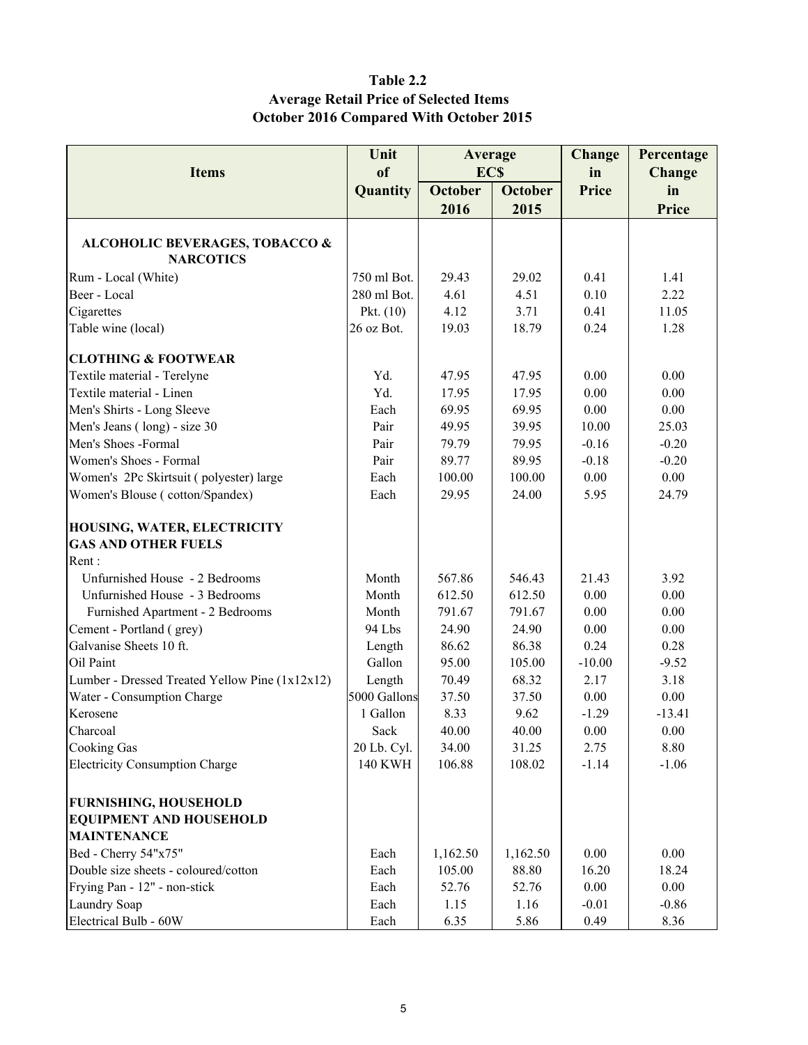**Table 2.2**
**Average Retail Price of Selected Items**
**October 2016 Compared With October 2015**

| Items | Unit of Quantity | Average EC$ | | Change in Price | Percentage Change in Price |
|---|---|---|---|---|---|
| | | October 2016 | October 2015 | | |
| **ALCOHOLIC BEVERAGES, TOBACCO & NARCOTICS** | | | | | |
| Rum - Local (White) | 750 ml Bot. | 29.43 | 29.02 | 0.41 | 1.41 |
| Beer - Local | 280 ml Bot. | 4.61 | 4.51 | 0.10 | 2.22 |
| Cigarettes | Pkt. (10) | 4.12 | 3.71 | 0.41 | 11.05 |
| Table wine (local) | 26 oz Bot. | 19.03 | 18.79 | 0.24 | 1.28 |
| **CLOTHING & FOOTWEAR** | | | | | |
| Textile material - Terelyne | Yd. | 47.95 | 47.95 | 0.00 | 0.00 |
| Textile material - Linen | Yd. | 17.95 | 17.95 | 0.00 | 0.00 |
| Men's Shirts - Long Sleeve | Each | 69.95 | 69.95 | 0.00 | 0.00 |
| Men's Jeans ( long) - size 30 | Pair | 49.95 | 39.95 | 10.00 | 25.03 |
| Men's Shoes -Formal | Pair | 79.79 | 79.95 | -0.16 | -0.20 |
| Women's Shoes - Formal | Pair | 89.77 | 89.95 | -0.18 | -0.20 |
| Women's 2Pc Skirtsuit ( polyester) large | Each | 100.00 | 100.00 | 0.00 | 0.00 |
| Women's Blouse ( cotton/Spandex) | Each | 29.95 | 24.00 | 5.95 | 24.79 |
| **HOUSING, WATER, ELECTRICITY GAS AND OTHER FUELS** | | | | | |
| Rent : | | | | | |
| Unfurnished House - 2 Bedrooms | Month | 567.86 | 546.43 | 21.43 | 3.92 |
| Unfurnished House - 3 Bedrooms | Month | 612.50 | 612.50 | 0.00 | 0.00 |
| Furnished Apartment - 2 Bedrooms | Month | 791.67 | 791.67 | 0.00 | 0.00 |
| Cement - Portland ( grey) | 94 Lbs | 24.90 | 24.90 | 0.00 | 0.00 |
| Galvanise Sheets 10 ft. | Length | 86.62 | 86.38 | 0.24 | 0.28 |
| Oil Paint | Gallon | 95.00 | 105.00 | -10.00 | -9.52 |
| Lumber - Dressed Treated Yellow Pine (1x12x12) | Length | 70.49 | 68.32 | 2.17 | 3.18 |
| Water - Consumption Charge | 5000 Gallons | 37.50 | 37.50 | 0.00 | 0.00 |
| Kerosene | 1 Gallon | 8.33 | 9.62 | -1.29 | -13.41 |
| Charcoal | Sack | 40.00 | 40.00 | 0.00 | 0.00 |
| Cooking Gas | 20 Lb. Cyl. | 34.00 | 31.25 | 2.75 | 8.80 |
| Electricity Consumption Charge | 140 KWH | 106.88 | 108.02 | -1.14 | -1.06 |
| **FURNISHING, HOUSEHOLD EQUIPMENT AND HOUSEHOLD MAINTENANCE** | | | | | |
| Bed - Cherry 54"x75" | Each | 1,162.50 | 1,162.50 | 0.00 | 0.00 |
| Double size sheets - coloured/cotton | Each | 105.00 | 88.80 | 16.20 | 18.24 |
| Frying Pan - 12" - non-stick | Each | 52.76 | 52.76 | 0.00 | 0.00 |
| Laundry Soap | Each | 1.15 | 1.16 | -0.01 | -0.86 |
| Electrical Bulb - 60W | Each | 6.35 | 5.86 | 0.49 | 8.36 |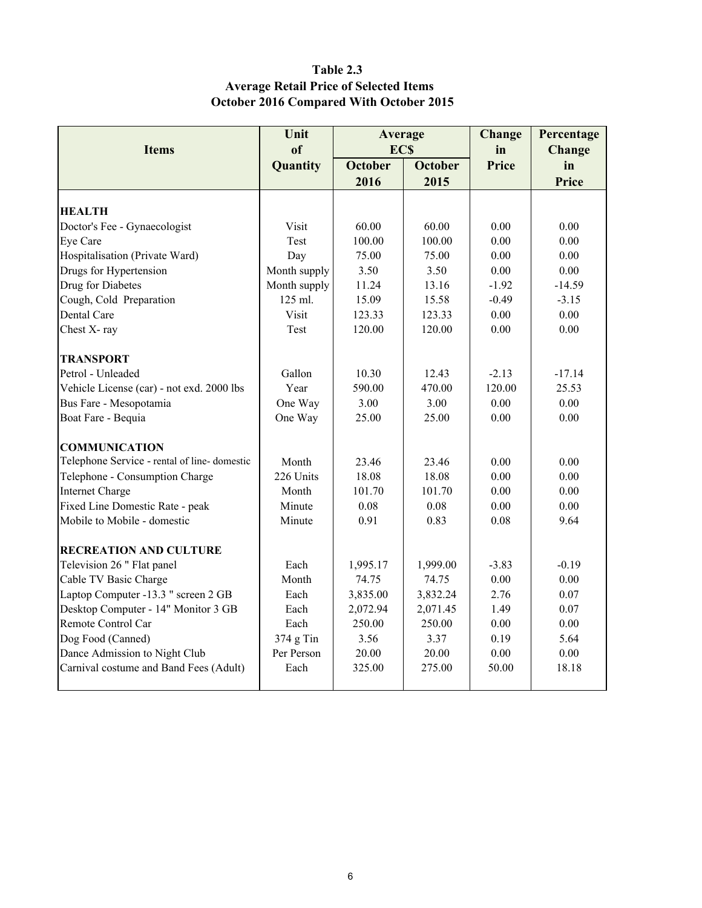**Table 2.3**
**Average Retail Price of Selected Items**
**October 2016 Compared With October 2015**

| Items | Unit of Quantity | Average EC$ | | Change in Price | Percentage Change in Price |
|---|---|---|---|---|---|
| | | October 2016 | October 2015 | | |
| **HEALTH** | | | | | |
| Doctor's Fee - Gynaecologist | Visit | 60.00 | 60.00 | 0.00 | 0.00 |
| Eye Care | Test | 100.00 | 100.00 | 0.00 | 0.00 |
| Hospitalisation (Private Ward) | Day | 75.00 | 75.00 | 0.00 | 0.00 |
| Drugs for Hypertension | Month supply | 3.50 | 3.50 | 0.00 | 0.00 |
| Drug for Diabetes | Month supply | 11.24 | 13.16 | -1.92 | -14.59 |
| Cough, Cold Preparation | 125 ml. | 15.09 | 15.58 | -0.49 | -3.15 |
| Dental Care | Visit | 123.33 | 123.33 | 0.00 | 0.00 |
| Chest X- ray | Test | 120.00 | 120.00 | 0.00 | 0.00 |
| **TRANSPORT** | | | | | |
| Petrol - Unleaded | Gallon | 10.30 | 12.43 | -2.13 | -17.14 |
| Vehicle License (car) - not exd. 2000 lbs | Year | 590.00 | 470.00 | 120.00 | 25.53 |
| Bus Fare - Mesopotamia | One Way | 3.00 | 3.00 | 0.00 | 0.00 |
| Boat Fare - Bequia | One Way | 25.00 | 25.00 | 0.00 | 0.00 |
| **COMMUNICATION** | | | | | |
| Telephone Service - rental of line- domestic | Month | 23.46 | 23.46 | 0.00 | 0.00 |
| Telephone - Consumption Charge | 226 Units | 18.08 | 18.08 | 0.00 | 0.00 |
| Internet Charge | Month | 101.70 | 101.70 | 0.00 | 0.00 |
| Fixed Line Domestic Rate - peak | Minute | 0.08 | 0.08 | 0.00 | 0.00 |
| Mobile to Mobile - domestic | Minute | 0.91 | 0.83 | 0.08 | 9.64 |
| **RECREATION AND CULTURE** | | | | | |
| Television 26 " Flat panel | Each | 1,995.17 | 1,999.00 | -3.83 | -0.19 |
| Cable TV Basic Charge | Month | 74.75 | 74.75 | 0.00 | 0.00 |
| Laptop Computer -13.3 " screen 2 GB | Each | 3,835.00 | 3,832.24 | 2.76 | 0.07 |
| Desktop Computer - 14" Monitor 3 GB | Each | 2,072.94 | 2,071.45 | 1.49 | 0.07 |
| Remote Control Car | Each | 250.00 | 250.00 | 0.00 | 0.00 |
| Dog Food (Canned) | 374 g Tin | 3.56 | 3.37 | 0.19 | 5.64 |
| Dance Admission to Night Club | Per Person | 20.00 | 20.00 | 0.00 | 0.00 |
| Carnival costume and Band Fees (Adult) | Each | 325.00 | 275.00 | 50.00 | 18.18 |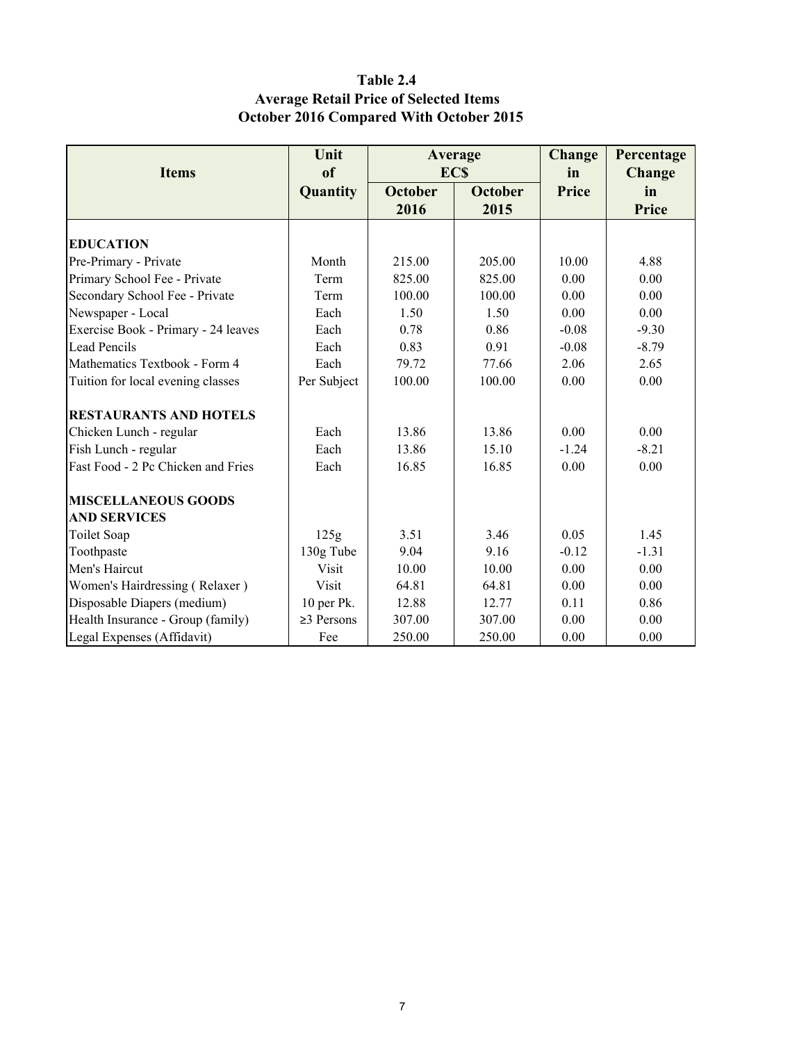**Table 2.4**
**Average Retail Price of Selected Items**
**October 2016 Compared With October 2015**

| Items | Unit of Quantity | Average EC$ | | Change in Price | Percentage Change in Price |
|---|---|---|---|---|---|
| | | October 2016 | October 2015 | | |
| **EDUCATION** | | | | | |
| Pre-Primary - Private | Month | 215.00 | 205.00 | 10.00 | 4.88 |
| Primary School Fee - Private | Term | 825.00 | 825.00 | 0.00 | 0.00 |
| Secondary School Fee - Private | Term | 100.00 | 100.00 | 0.00 | 0.00 |
| Newspaper - Local | Each | 1.50 | 1.50 | 0.00 | 0.00 |
| Exercise Book - Primary - 24 leaves | Each | 0.78 | 0.86 | -0.08 | -9.30 |
| Lead Pencils | Each | 0.83 | 0.91 | -0.08 | -8.79 |
| Mathematics Textbook - Form 4 | Each | 79.72 | 77.66 | 2.06 | 2.65 |
| Tuition for local evening classes | Per Subject | 100.00 | 100.00 | 0.00 | 0.00 |
| **RESTAURANTS AND HOTELS** | | | | | |
| Chicken Lunch - regular | Each | 13.86 | 13.86 | 0.00 | 0.00 |
| Fish Lunch - regular | Each | 13.86 | 15.10 | -1.24 | -8.21 |
| Fast Food - 2 Pc Chicken and Fries | Each | 16.85 | 16.85 | 0.00 | 0.00 |
| **MISCELLANEOUS GOODS AND SERVICES** | | | | | |
| Toilet Soap | 125g | 3.51 | 3.46 | 0.05 | 1.45 |
| Toothpaste | 130g Tube | 9.04 | 9.16 | -0.12 | -1.31 |
| Men's Haircut | Visit | 10.00 | 10.00 | 0.00 | 0.00 |
| Women's Hairdressing ( Relaxer ) | Visit | 64.81 | 64.81 | 0.00 | 0.00 |
| Disposable Diapers (medium) | 10 per Pk. | 12.88 | 12.77 | 0.11 | 0.86 |
| Health Insurance - Group (family) | ≥3 Persons | 307.00 | 307.00 | 0.00 | 0.00 |
| Legal Expenses (Affidavit) | Fee | 250.00 | 250.00 | 0.00 | 0.00 |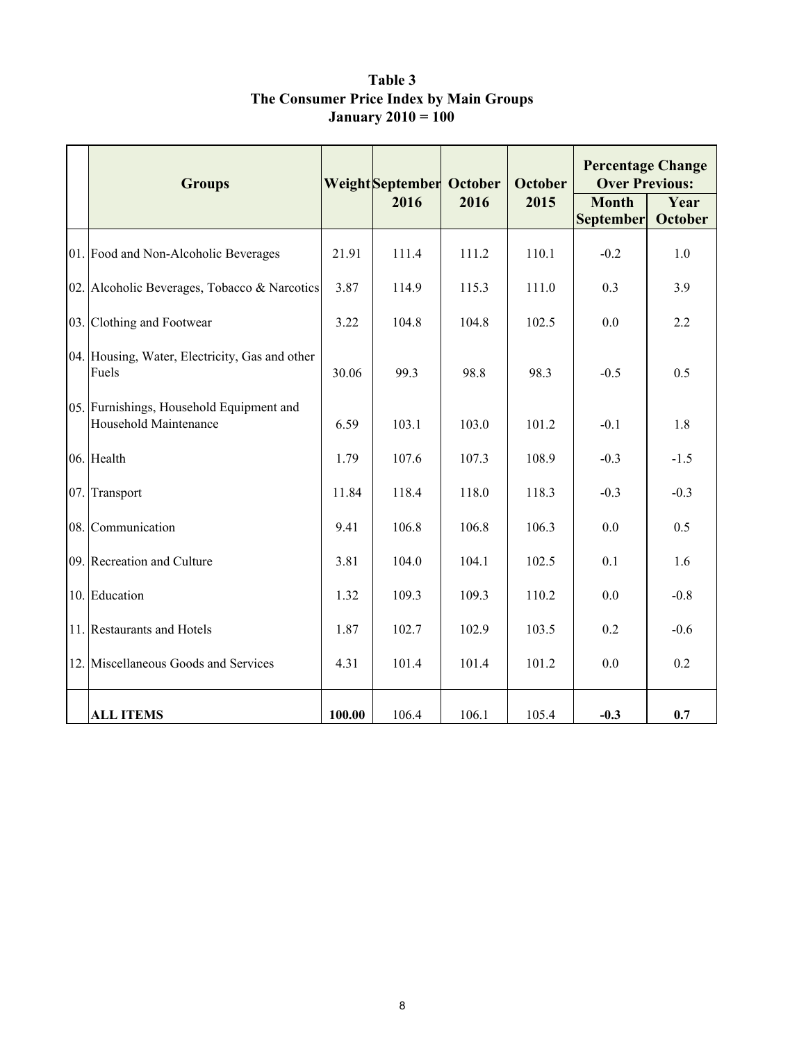**Table 3**
**The Consumer Price Index by Main Groups**
**January 2010 = 100**

| | Groups | Weight | September 2016 | October 2016 | October 2015 | Percentage Change Over Previous: | |
|---|---|---|---|---|---|---|---|
| | | | | | | Month September | Year October |
| 01. | Food and Non-Alcoholic Beverages | 21.91 | 111.4 | 111.2 | 110.1 | -0.2 | 1.0 |
| 02. | Alcoholic Beverages, Tobacco & Narcotics | 3.87 | 114.9 | 115.3 | 111.0 | 0.3 | 3.9 |
| 03. | Clothing and Footwear | 3.22 | 104.8 | 104.8 | 102.5 | 0.0 | 2.2 |
| 04. | Housing, Water, Electricity, Gas and other Fuels | 30.06 | 99.3 | 98.8 | 98.3 | -0.5 | 0.5 |
| 05. | Furnishings, Household Equipment and Household Maintenance | 6.59 | 103.1 | 103.0 | 101.2 | -0.1 | 1.8 |
| 06. | Health | 1.79 | 107.6 | 107.3 | 108.9 | -0.3 | -1.5 |
| 07. | Transport | 11.84 | 118.4 | 118.0 | 118.3 | -0.3 | -0.3 |
| 08. | Communication | 9.41 | 106.8 | 106.8 | 106.3 | 0.0 | 0.5 |
| 09. | Recreation and Culture | 3.81 | 104.0 | 104.1 | 102.5 | 0.1 | 1.6 |
| 10. | Education | 1.32 | 109.3 | 109.3 | 110.2 | 0.0 | -0.8 |
| 11. | Restaurants and Hotels | 1.87 | 102.7 | 102.9 | 103.5 | 0.2 | -0.6 |
| 12. | Miscellaneous Goods and Services | 4.31 | 101.4 | 101.4 | 101.2 | 0.0 | 0.2 |
| | **ALL ITEMS** | **100.00** | 106.4 | 106.1 | 105.4 | **-0.3** | **0.7** |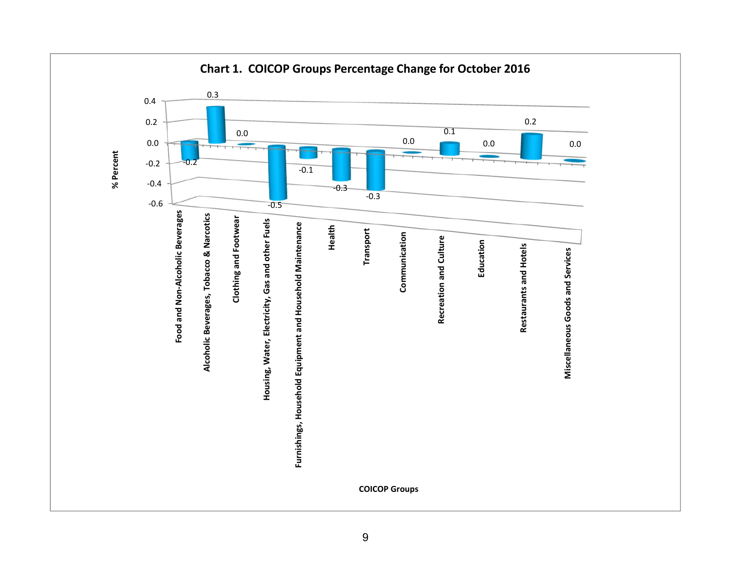**Chart 1. COICOP Groups Percentage Change for October 2016**

| COICOP Groups | % Percent |
|---|---|
| Food and Non-Alcoholic Beverages | -0.2 |
| Alcoholic Beverages, Tobacco & Narcotics | 0.3 |
| Clothing and Footwear | 0.0 |
| Housing, Water, Electricity, Gas and other Fuels | -0.5 |
| Furnishings, Household Equipment and Household Maintenance | -0.1 |
| Health | -0.3 |
| Transport | -0.3 |
| Communication | 0.0 |
| Recreation and Culture | 0.1 |
| Education | 0.0 |
| Restaurants and Hotels | 0.2 |
| Miscellaneous Goods and Services | 0.0 |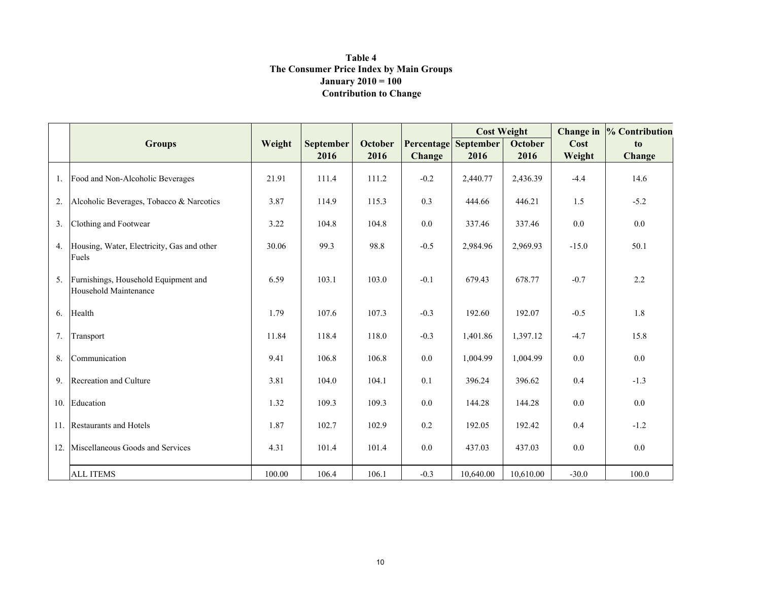**Table 4**
**The Consumer Price Index by Main Groups**
**January 2010 = 100**
**Contribution to Change**

| | Groups | Weight | September 2016 | October 2016 | Percentage Change | Cost Weight September 2016 | Cost Weight October 2016 | Change in Cost Weight | % Contribution to Change |
|---|---|---|---|---|---|---|---|---|---|
| 1. | Food and Non-Alcoholic Beverages | 21.91 | 111.4 | 111.2 | -0.2 | 2,440.77 | 2,436.39 | -4.4 | 14.6 |
| 2. | Alcoholic Beverages, Tobacco & Narcotics | 3.87 | 114.9 | 115.3 | 0.3 | 444.66 | 446.21 | 1.5 | -5.2 |
| 3. | Clothing and Footwear | 3.22 | 104.8 | 104.8 | 0.0 | 337.46 | 337.46 | 0.0 | 0.0 |
| 4. | Housing, Water, Electricity, Gas and other Fuels | 30.06 | 99.3 | 98.8 | -0.5 | 2,984.96 | 2,969.93 | -15.0 | 50.1 |
| 5. | Furnishings, Household Equipment and Household Maintenance | 6.59 | 103.1 | 103.0 | -0.1 | 679.43 | 678.77 | -0.7 | 2.2 |
| 6. | Health | 1.79 | 107.6 | 107.3 | -0.3 | 192.60 | 192.07 | -0.5 | 1.8 |
| 7. | Transport | 11.84 | 118.4 | 118.0 | -0.3 | 1,401.86 | 1,397.12 | -4.7 | 15.8 |
| 8. | Communication | 9.41 | 106.8 | 106.8 | 0.0 | 1,004.99 | 1,004.99 | 0.0 | 0.0 |
| 9. | Recreation and Culture | 3.81 | 104.0 | 104.1 | 0.1 | 396.24 | 396.62 | 0.4 | -1.3 |
| 10. | Education | 1.32 | 109.3 | 109.3 | 0.0 | 144.28 | 144.28 | 0.0 | 0.0 |
| 11. | Restaurants and Hotels | 1.87 | 102.7 | 102.9 | 0.2 | 192.05 | 192.42 | 0.4 | -1.2 |
| 12. | Miscellaneous Goods and Services | 4.31 | 101.4 | 101.4 | 0.0 | 437.03 | 437.03 | 0.0 | 0.0 |
| | ALL ITEMS | 100.00 | 106.4 | 106.1 | -0.3 | 10,640.00 | 10,610.00 | -30.0 | 100.0 |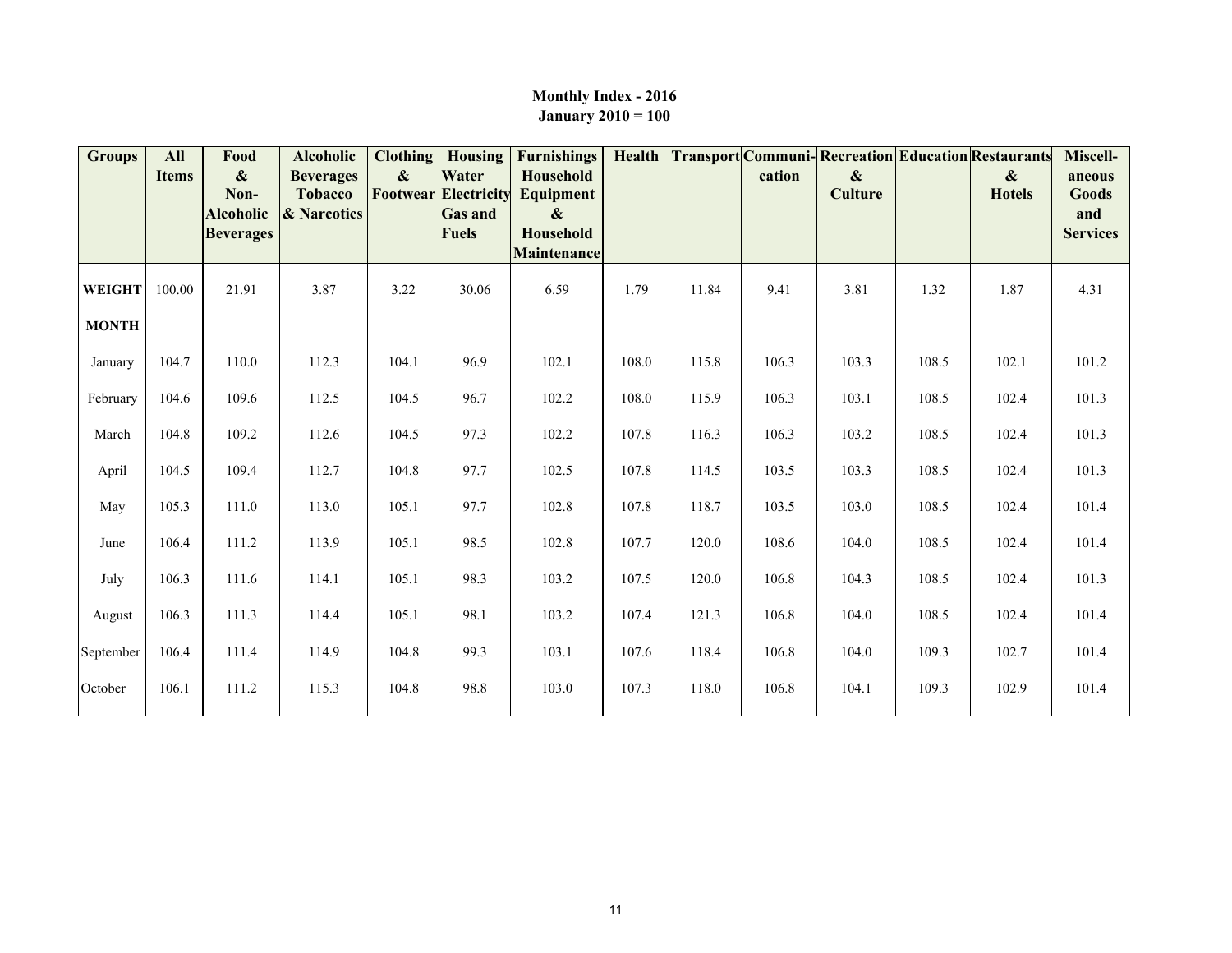**Monthly Index - 2016**
**January 2010 = 100**

| Groups | All Items | Food & Non-Alcoholic Beverages | Alcoholic Beverages Tobacco & Narcotics | Clothing & Footwear | Housing Water Electricity Gas and Fuels | Furnishings Household Equipment & Household Maintenance | Health | Transport | Communi-cation | Recreation & Culture | Education | Restaurants & Hotels | Miscell-aneous Goods and Services |
|---|---|---|---|---|---|---|---|---|---|---|---|---|---|
| **WEIGHT** | 100.00 | 21.91 | 3.87 | 3.22 | 30.06 | 6.59 | 1.79 | 11.84 | 9.41 | 3.81 | 1.32 | 1.87 | 4.31 |
| **MONTH** | | | | | | | | | | | | | |
| January | 104.7 | 110.0 | 112.3 | 104.1 | 96.9 | 102.1 | 108.0 | 115.8 | 106.3 | 103.3 | 108.5 | 102.1 | 101.2 |
| February | 104.6 | 109.6 | 112.5 | 104.5 | 96.7 | 102.2 | 108.0 | 115.9 | 106.3 | 103.1 | 108.5 | 102.4 | 101.3 |
| March | 104.8 | 109.2 | 112.6 | 104.5 | 97.3 | 102.2 | 107.8 | 116.3 | 106.3 | 103.2 | 108.5 | 102.4 | 101.3 |
| April | 104.5 | 109.4 | 112.7 | 104.8 | 97.7 | 102.5 | 107.8 | 114.5 | 103.5 | 103.3 | 108.5 | 102.4 | 101.3 |
| May | 105.3 | 111.0 | 113.0 | 105.1 | 97.7 | 102.8 | 107.8 | 118.7 | 103.5 | 103.0 | 108.5 | 102.4 | 101.4 |
| June | 106.4 | 111.2 | 113.9 | 105.1 | 98.5 | 102.8 | 107.7 | 120.0 | 108.6 | 104.0 | 108.5 | 102.4 | 101.4 |
| July | 106.3 | 111.6 | 114.1 | 105.1 | 98.3 | 103.2 | 107.5 | 120.0 | 106.8 | 104.3 | 108.5 | 102.4 | 101.3 |
| August | 106.3 | 111.3 | 114.4 | 105.1 | 98.1 | 103.2 | 107.4 | 121.3 | 106.8 | 104.0 | 108.5 | 102.4 | 101.4 |
| September | 106.4 | 111.4 | 114.9 | 104.8 | 99.3 | 103.1 | 107.6 | 118.4 | 106.8 | 104.0 | 109.3 | 102.7 | 101.4 |
| October | 106.1 | 111.2 | 115.3 | 104.8 | 98.8 | 103.0 | 107.3 | 118.0 | 106.8 | 104.1 | 109.3 | 102.9 | 101.4 |